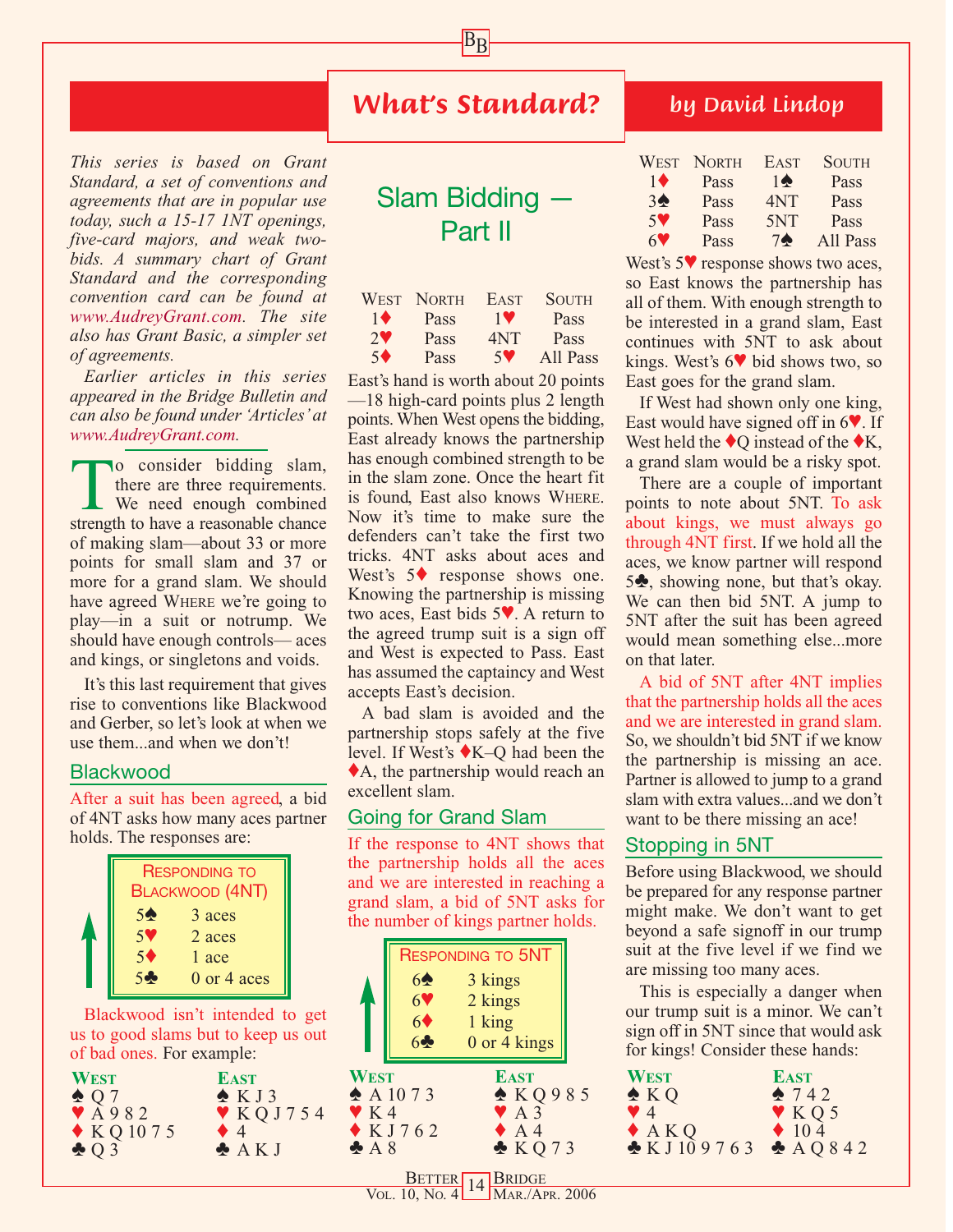# What's Standard?

*by David Lindop*

*This series is based on Grant Standard, a set of conventions and agreements that are in popular use today, such a 15-17 1NT openings, five-card majors, and weak two-bids. A summary chart of Grant Standard and the corresponding convention card can be found at www.AudreyGrant.com. The site also has Grant Basic, a simpler set of agreements.*

*Earlier articles in this series appeared in the Bridge Bulletin and can also be found under 'Articles' at www.AudreyGrant.com.*

## Slam Bidding — Part II

To consider bidding slam, there are three requirements. We need enough combined strength to have a reasonable chance of making slam—about 33 or more points for small slam and 37 or more for a grand slam. We should have agreed WHERE we're going to play—in a suit or notrump. We should have enough controls— aces and kings, or singletons and voids.

It's this last requirement that gives rise to conventions like Blackwood and Gerber, so let's look at when we use them...and when we don't!

### Blackwood

After a suit has been agreed, a bid of 4NT asks how many aces partner holds. The responses are:

| RESPONDING TO BLACKWOOD (4NT) | |
|---|---|
| 5♠ | 3 aces |
| 5♥ | 2 aces |
| 5♦ | 1 ace |
| 5♣ | 0 or 4 aces |

Blackwood isn't intended to get us to good slams but to keep us out of bad ones. For example:

| WEST | EAST |
|---|---|
| ♠ Q 7 | ♠ K J 3 |
| ♥ A 9 8 2 | ♥ K Q J 7 5 4 |
| ♦ K Q 10 7 5 | ♦ 4 |
| ♣ Q 3 | ♣ A K J |

| WEST | NORTH | EAST | SOUTH |
|---|---|---|---|
| 1♦ | Pass | 1♥ | Pass |
| 2♥ | Pass | 4NT | Pass |
| 5♦ | Pass | 5♥ | All Pass |

East's hand is worth about 20 points —18 high-card points plus 2 length points. When West opens the bidding, East already knows the partnership has enough combined strength to be in the slam zone. Once the heart fit is found, East also knows WHERE. Now it's time to make sure the defenders can't take the first two tricks. 4NT asks about aces and West's 5♦ response shows one. Knowing the partnership is missing two aces, East bids 5♥. A return to the agreed trump suit is a sign off and West is expected to Pass. East has assumed the captaincy and West accepts East's decision.

A bad slam is avoided and the partnership stops safely at the five level. If West's ♦K–Q had been the ♦A, the partnership would reach an excellent slam.

### Going for Grand Slam

If the response to 4NT shows that the partnership holds all the aces and we are interested in reaching a grand slam, a bid of 5NT asks for the number of kings partner holds.

| RESPONDING TO 5NT | |
|---|---|
| 6♠ | 3 kings |
| 6♥ | 2 kings |
| 6♦ | 1 king |
| 6♣ | 0 or 4 kings |

| WEST | EAST |
|---|---|
| ♠ A 10 7 3 | ♠ K Q 9 8 5 |
| ♥ K 4 | ♥ A 3 |
| ♦ K J 7 6 2 | ♦ A 4 |
| ♣ A 8 | ♣ K Q 7 3 |

| WEST | NORTH | EAST | SOUTH |
|---|---|---|---|
| 1♦ | Pass | 1♠ | Pass |
| 3♠ | Pass | 4NT | Pass |
| 5♥ | Pass | 5NT | Pass |
| 6♥ | Pass | 7♠ | All Pass |

West's 5♥ response shows two aces, so East knows the partnership has all of them. With enough strength to be interested in a grand slam, East continues with 5NT to ask about kings. West's 6♥ bid shows two, so East goes for the grand slam.

If West had shown only one king, East would have signed off in 6♥. If West held the ♦Q instead of the ♦K, a grand slam would be a risky spot.

There are a couple of important points to note about 5NT. To ask about kings, we must always go through 4NT first. If we hold all the aces, we know partner will respond 5♣, showing none, but that's okay. We can then bid 5NT. A jump to 5NT after the suit has been agreed would mean something else...more on that later.

A bid of 5NT after 4NT implies that the partnership holds all the aces and we are interested in grand slam. So, we shouldn't bid 5NT if we know the partnership is missing an ace. Partner is allowed to jump to a grand slam with extra values...and we don't want to be there missing an ace!

### Stopping in 5NT

Before using Blackwood, we should be prepared for any response partner might make. We don't want to get beyond a safe signoff in our trump suit at the five level if we find we are missing too many aces.

This is especially a danger when our trump suit is a minor. We can't sign off in 5NT since that would ask for kings! Consider these hands:

| WEST | EAST |
|---|---|
| ♠ K Q | ♠ 7 4 2 |
| ♥ 4 | ♥ K Q 5 |
| ♦ A K Q | ♦ 10 4 |
| ♣ K J 10 9 7 6 3 | ♣ A Q 8 4 2 |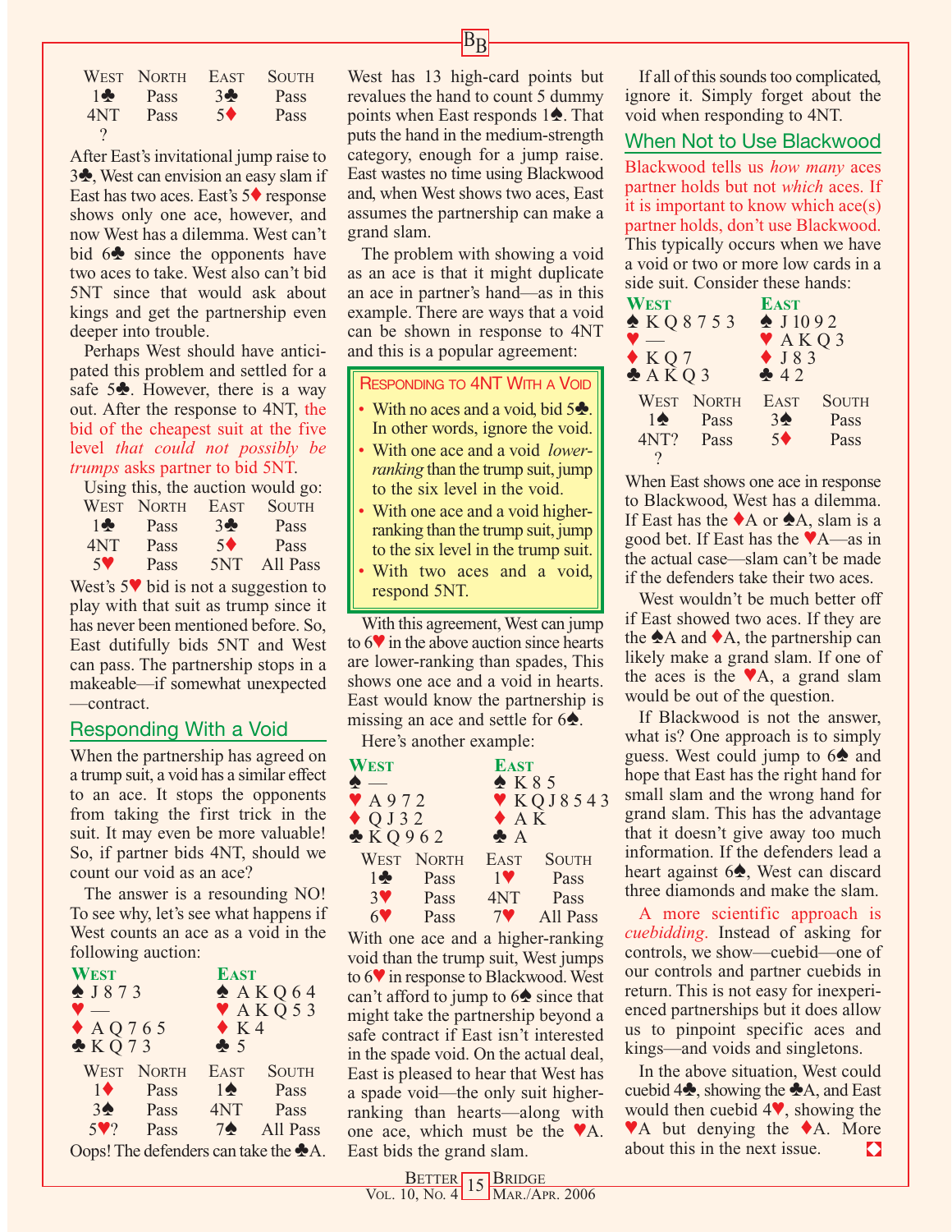| West | North | East | South |
|---|---|---|---|
| 1♣ | Pass | 3♣ | Pass |
| 4NT | Pass | 5♦ | Pass |
| ? | | | |

After East's invitational jump raise to 3♣, West can envision an easy slam if East has two aces. East's 5♦ response shows only one ace, however, and now West has a dilemma. West can't bid 6♣ since the opponents have two aces to take. West also can't bid 5NT since that would ask about kings and get the partnership even deeper into trouble.

Perhaps West should have anticipated this problem and settled for a safe 5♣. However, there is a way out. After the response to 4NT, the bid of the cheapest suit at the five level *that could not possibly be trumps* asks partner to bid 5NT.

Using this, the auction would go:

| West | North | East | South |
|---|---|---|---|
| 1♣ | Pass | 3♣ | Pass |
| 4NT | Pass | 5♦ | Pass |
| 5♥ | Pass | 5NT | All Pass |

West's 5♥ bid is not a suggestion to play with that suit as trump since it has never been mentioned before. So, East dutifully bids 5NT and West can pass. The partnership stops in a makeable—if somewhat unexpected—contract.

## Responding With a Void

When the partnership has agreed on a trump suit, a void has a similar effect to an ace. It stops the opponents from taking the first trick in the suit. It may even be more valuable! So, if partner bids 4NT, should we count our void as an ace?

The answer is a resounding NO! To see why, let's see what happens if West counts an ace as a void in the following auction:

| West | East |
|---|---|
| ♠ J 8 7 3 | ♠ A K Q 6 4 |
| ♥ — | ♥ A K Q 5 3 |
| ♦ A Q 7 6 5 | ♦ K 4 |
| ♣ K Q 7 3 | ♣ 5 |

| West | North | East | South |
|---|---|---|---|
| 1♦ | Pass | 1♠ | Pass |
| 3♠ | Pass | 4NT | Pass |
| 5♥? | Pass | 7♠ | All Pass |

Oops! The defenders can take the ♣A.

West has 13 high-card points but revalues the hand to count 5 dummy points when East responds 1♠. That puts the hand in the medium-strength category, enough for a jump raise. East wastes no time using Blackwood and, when West shows two aces, East assumes the partnership can make a grand slam.

The problem with showing a void as an ace is that it might duplicate an ace in partner's hand—as in this example. There are ways that a void can be shown in response to 4NT and this is a popular agreement:

> **Responding to 4NT With a Void**
>
> - With no aces and a void, bid 5♣. In other words, ignore the void.
> - With one ace and a void *lower-ranking* than the trump suit, jump to the six level in the void.
> - With one ace and a void higher-ranking than the trump suit, jump to the six level in the trump suit.
> - With two aces and a void, respond 5NT.

With this agreement, West can jump to 6♥ in the above auction since hearts are lower-ranking than spades, This shows one ace and a void in hearts. East would know the partnership is missing an ace and settle for 6♠.

Here's another example:

| West | East |
|---|---|
| ♠ — | ♠ K 8 5 |
| ♥ A 9 7 2 | ♥ K Q J 8 5 4 3 |
| ♦ Q J 3 2 | ♦ A K |
| ♣ K Q 9 6 2 | ♣ A |

| West | North | East | South |
|---|---|---|---|
| 1♣ | Pass | 1♥ | Pass |
| 3♥ | Pass | 4NT | Pass |
| 6♥ | Pass | 7♥ | All Pass |

With one ace and a higher-ranking void than the trump suit, West jumps to 6♥ in response to Blackwood. West can't afford to jump to 6♠ since that might take the partnership beyond a safe contract if East isn't interested in the spade void. On the actual deal, East is pleased to hear that West has a spade void—the only suit higher-ranking than hearts—along with one ace, which must be the ♥A. East bids the grand slam.

If all of this sounds too complicated, ignore it. Simply forget about the void when responding to 4NT.

## When Not to Use Blackwood

Blackwood tells us *how many* aces partner holds but not *which* aces. If it is important to know which ace(s) partner holds, don't use Blackwood. This typically occurs when we have a void or two or more low cards in a side suit. Consider these hands:

| West | East |
|---|---|
| ♠ K Q 8 7 5 3 | ♠ J 10 9 2 |
| ♥ — | ♥ A K Q 3 |
| ♦ K Q 7 | ♦ J 8 3 |
| ♣ A K Q 3 | ♣ 4 2 |

| West | North | East | South |
|---|---|---|---|
| 1♠ | Pass | 3♠ | Pass |
| 4NT? | Pass | 5♦ | Pass |
| ? | | | |

When East shows one ace in response to Blackwood, West has a dilemma. If East has the ♦A or ♠A, slam is a good bet. If East has the ♥A—as in the actual case—slam can't be made if the defenders take their two aces.

West wouldn't be much better off if East showed two aces. If they are the ♠A and ♦A, the partnership can likely make a grand slam. If one of the aces is the ♥A, a grand slam would be out of the question.

If Blackwood is not the answer, what is? One approach is to simply guess. West could jump to 6♠ and hope that East has the right hand for small slam and the wrong hand for grand slam. This has the advantage that it doesn't give away too much information. If the defenders lead a heart against 6♠, West can discard three diamonds and make the slam.

A more scientific approach is *cuebidding.* Instead of asking for controls, we show—cuebid—one of our controls and partner cuebids in return. This is not easy for inexperienced partnerships but it does allow us to pinpoint specific aces and kings—and voids and singletons.

In the above situation, West could cuebid 4♣, showing the ♣A, and East would then cuebid 4♥, showing the ♥A but denying the ♦A. More about this in the next issue.